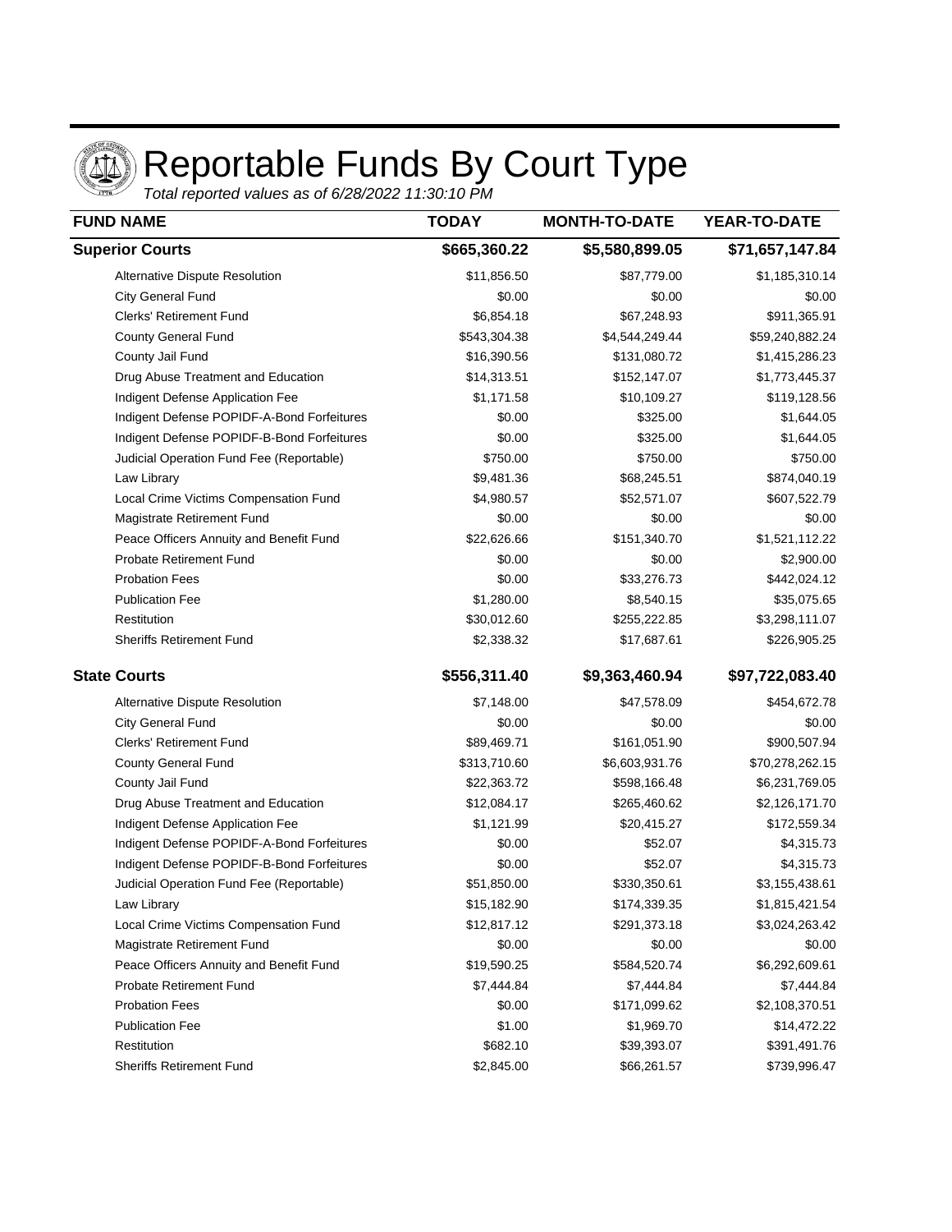# Reportable Funds By Court Type

*Total reported values as of 6/28/2022 11:30:10 PM*

| FUND NAME | TODAY | MONTH-TO-DATE | YEAR-TO-DATE |
|---|---|---|---|
| **Superior Courts** | **$665,360.22** | **$5,580,899.05** | **$71,657,147.84** |
| Alternative Dispute Resolution | $11,856.50 | $87,779.00 | $1,185,310.14 |
| City General Fund | $0.00 | $0.00 | $0.00 |
| Clerks' Retirement Fund | $6,854.18 | $67,248.93 | $911,365.91 |
| County General Fund | $543,304.38 | $4,544,249.44 | $59,240,882.24 |
| County Jail Fund | $16,390.56 | $131,080.72 | $1,415,286.23 |
| Drug Abuse Treatment and Education | $14,313.51 | $152,147.07 | $1,773,445.37 |
| Indigent Defense Application Fee | $1,171.58 | $10,109.27 | $119,128.56 |
| Indigent Defense POPIDF-A-Bond Forfeitures | $0.00 | $325.00 | $1,644.05 |
| Indigent Defense POPIDF-B-Bond Forfeitures | $0.00 | $325.00 | $1,644.05 |
| Judicial Operation Fund Fee (Reportable) | $750.00 | $750.00 | $750.00 |
| Law Library | $9,481.36 | $68,245.51 | $874,040.19 |
| Local Crime Victims Compensation Fund | $4,980.57 | $52,571.07 | $607,522.79 |
| Magistrate Retirement Fund | $0.00 | $0.00 | $0.00 |
| Peace Officers Annuity and Benefit Fund | $22,626.66 | $151,340.70 | $1,521,112.22 |
| Probate Retirement Fund | $0.00 | $0.00 | $2,900.00 |
| Probation Fees | $0.00 | $33,276.73 | $442,024.12 |
| Publication Fee | $1,280.00 | $8,540.15 | $35,075.65 |
| Restitution | $30,012.60 | $255,222.85 | $3,298,111.07 |
| Sheriffs Retirement Fund | $2,338.32 | $17,687.61 | $226,905.25 |
| **State Courts** | **$556,311.40** | **$9,363,460.94** | **$97,722,083.40** |
| Alternative Dispute Resolution | $7,148.00 | $47,578.09 | $454,672.78 |
| City General Fund | $0.00 | $0.00 | $0.00 |
| Clerks' Retirement Fund | $89,469.71 | $161,051.90 | $900,507.94 |
| County General Fund | $313,710.60 | $6,603,931.76 | $70,278,262.15 |
| County Jail Fund | $22,363.72 | $598,166.48 | $6,231,769.05 |
| Drug Abuse Treatment and Education | $12,084.17 | $265,460.62 | $2,126,171.70 |
| Indigent Defense Application Fee | $1,121.99 | $20,415.27 | $172,559.34 |
| Indigent Defense POPIDF-A-Bond Forfeitures | $0.00 | $52.07 | $4,315.73 |
| Indigent Defense POPIDF-B-Bond Forfeitures | $0.00 | $52.07 | $4,315.73 |
| Judicial Operation Fund Fee (Reportable) | $51,850.00 | $330,350.61 | $3,155,438.61 |
| Law Library | $15,182.90 | $174,339.35 | $1,815,421.54 |
| Local Crime Victims Compensation Fund | $12,817.12 | $291,373.18 | $3,024,263.42 |
| Magistrate Retirement Fund | $0.00 | $0.00 | $0.00 |
| Peace Officers Annuity and Benefit Fund | $19,590.25 | $584,520.74 | $6,292,609.61 |
| Probate Retirement Fund | $7,444.84 | $7,444.84 | $7,444.84 |
| Probation Fees | $0.00 | $171,099.62 | $2,108,370.51 |
| Publication Fee | $1.00 | $1,969.70 | $14,472.22 |
| Restitution | $682.10 | $39,393.07 | $391,491.76 |
| Sheriffs Retirement Fund | $2,845.00 | $66,261.57 | $739,996.47 |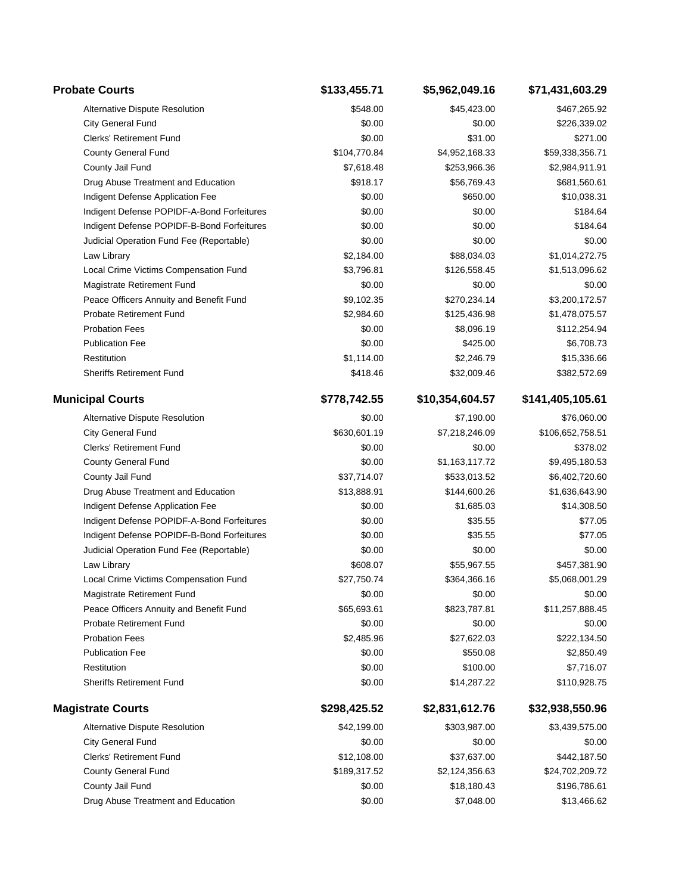| | | | |
|---|---|---|---|
| **Probate Courts** | **$133,455.71** | **$5,962,049.16** | **$71,431,603.29** |
| Alternative Dispute Resolution | $548.00 | $45,423.00 | $467,265.92 |
| City General Fund | $0.00 | $0.00 | $226,339.02 |
| Clerks' Retirement Fund | $0.00 | $31.00 | $271.00 |
| County General Fund | $104,770.84 | $4,952,168.33 | $59,338,356.71 |
| County Jail Fund | $7,618.48 | $253,966.36 | $2,984,911.91 |
| Drug Abuse Treatment and Education | $918.17 | $56,769.43 | $681,560.61 |
| Indigent Defense Application Fee | $0.00 | $650.00 | $10,038.31 |
| Indigent Defense POPIDF-A-Bond Forfeitures | $0.00 | $0.00 | $184.64 |
| Indigent Defense POPIDF-B-Bond Forfeitures | $0.00 | $0.00 | $184.64 |
| Judicial Operation Fund Fee (Reportable) | $0.00 | $0.00 | $0.00 |
| Law Library | $2,184.00 | $88,034.03 | $1,014,272.75 |
| Local Crime Victims Compensation Fund | $3,796.81 | $126,558.45 | $1,513,096.62 |
| Magistrate Retirement Fund | $0.00 | $0.00 | $0.00 |
| Peace Officers Annuity and Benefit Fund | $9,102.35 | $270,234.14 | $3,200,172.57 |
| Probate Retirement Fund | $2,984.60 | $125,436.98 | $1,478,075.57 |
| Probation Fees | $0.00 | $8,096.19 | $112,254.94 |
| Publication Fee | $0.00 | $425.00 | $6,708.73 |
| Restitution | $1,114.00 | $2,246.79 | $15,336.66 |
| Sheriffs Retirement Fund | $418.46 | $32,009.46 | $382,572.69 |
| **Municipal Courts** | **$778,742.55** | **$10,354,604.57** | **$141,405,105.61** |
| Alternative Dispute Resolution | $0.00 | $7,190.00 | $76,060.00 |
| City General Fund | $630,601.19 | $7,218,246.09 | $106,652,758.51 |
| Clerks' Retirement Fund | $0.00 | $0.00 | $378.02 |
| County General Fund | $0.00 | $1,163,117.72 | $9,495,180.53 |
| County Jail Fund | $37,714.07 | $533,013.52 | $6,402,720.60 |
| Drug Abuse Treatment and Education | $13,888.91 | $144,600.26 | $1,636,643.90 |
| Indigent Defense Application Fee | $0.00 | $1,685.03 | $14,308.50 |
| Indigent Defense POPIDF-A-Bond Forfeitures | $0.00 | $35.55 | $77.05 |
| Indigent Defense POPIDF-B-Bond Forfeitures | $0.00 | $35.55 | $77.05 |
| Judicial Operation Fund Fee (Reportable) | $0.00 | $0.00 | $0.00 |
| Law Library | $608.07 | $55,967.55 | $457,381.90 |
| Local Crime Victims Compensation Fund | $27,750.74 | $364,366.16 | $5,068,001.29 |
| Magistrate Retirement Fund | $0.00 | $0.00 | $0.00 |
| Peace Officers Annuity and Benefit Fund | $65,693.61 | $823,787.81 | $11,257,888.45 |
| Probate Retirement Fund | $0.00 | $0.00 | $0.00 |
| Probation Fees | $2,485.96 | $27,622.03 | $222,134.50 |
| Publication Fee | $0.00 | $550.08 | $2,850.49 |
| Restitution | $0.00 | $100.00 | $7,716.07 |
| Sheriffs Retirement Fund | $0.00 | $14,287.22 | $110,928.75 |
| **Magistrate Courts** | **$298,425.52** | **$2,831,612.76** | **$32,938,550.96** |
| Alternative Dispute Resolution | $42,199.00 | $303,987.00 | $3,439,575.00 |
| City General Fund | $0.00 | $0.00 | $0.00 |
| Clerks' Retirement Fund | $12,108.00 | $37,637.00 | $442,187.50 |
| County General Fund | $189,317.52 | $2,124,356.63 | $24,702,209.72 |
| County Jail Fund | $0.00 | $18,180.43 | $196,786.61 |
| Drug Abuse Treatment and Education | $0.00 | $7,048.00 | $13,466.62 |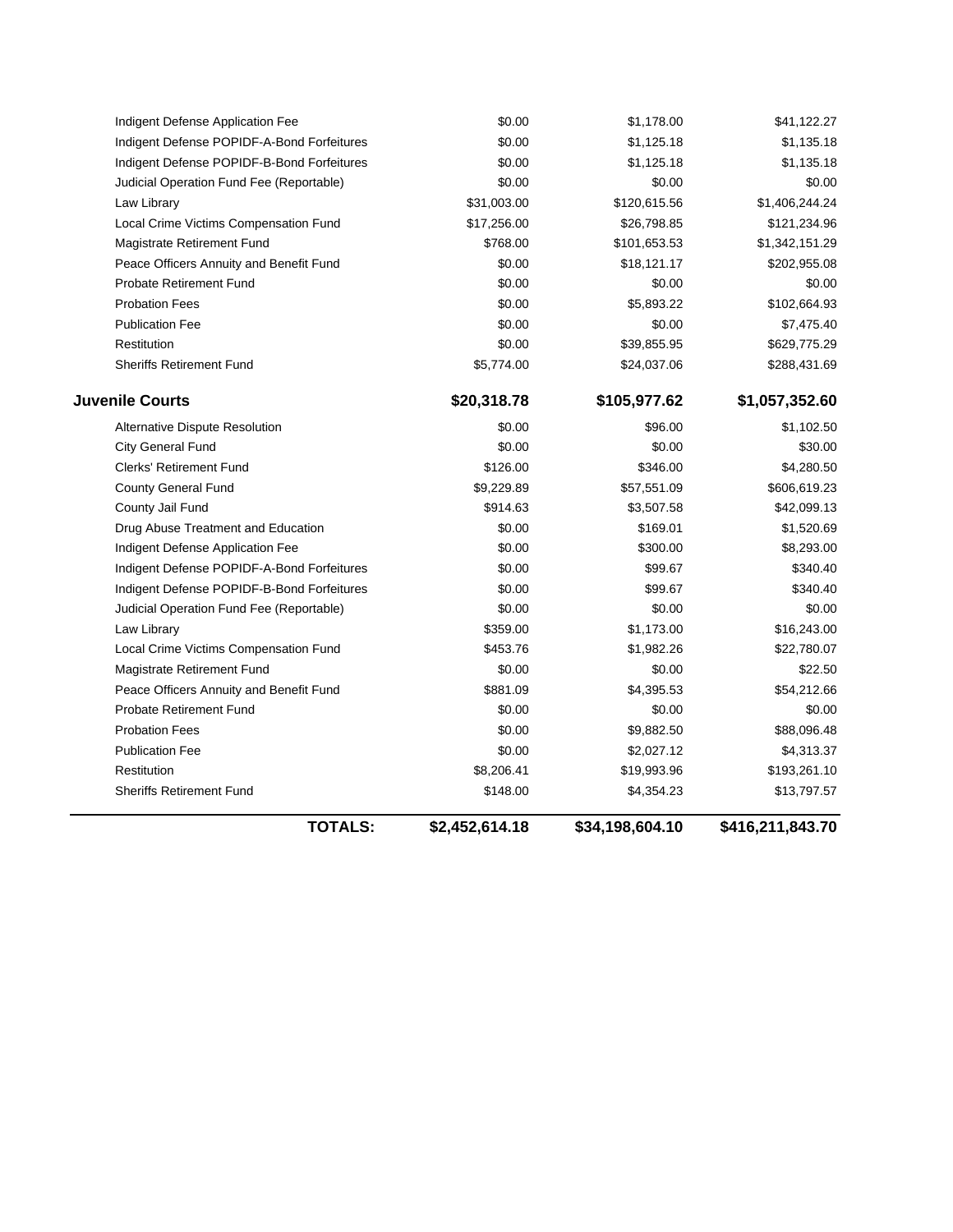| | | | |
|---|---|---|---|
| Indigent Defense Application Fee | $0.00 | $1,178.00 | $41,122.27 |
| Indigent Defense POPIDF-A-Bond Forfeitures | $0.00 | $1,125.18 | $1,135.18 |
| Indigent Defense POPIDF-B-Bond Forfeitures | $0.00 | $1,125.18 | $1,135.18 |
| Judicial Operation Fund Fee (Reportable) | $0.00 | $0.00 | $0.00 |
| Law Library | $31,003.00 | $120,615.56 | $1,406,244.24 |
| Local Crime Victims Compensation Fund | $17,256.00 | $26,798.85 | $121,234.96 |
| Magistrate Retirement Fund | $768.00 | $101,653.53 | $1,342,151.29 |
| Peace Officers Annuity and Benefit Fund | $0.00 | $18,121.17 | $202,955.08 |
| Probate Retirement Fund | $0.00 | $0.00 | $0.00 |
| Probation Fees | $0.00 | $5,893.22 | $102,664.93 |
| Publication Fee | $0.00 | $0.00 | $7,475.40 |
| Restitution | $0.00 | $39,855.95 | $629,775.29 |
| Sheriffs Retirement Fund | $5,774.00 | $24,037.06 | $288,431.69 |
| **Juvenile Courts** | **$20,318.78** | **$105,977.62** | **$1,057,352.60** |
| Alternative Dispute Resolution | $0.00 | $96.00 | $1,102.50 |
| City General Fund | $0.00 | $0.00 | $30.00 |
| Clerks' Retirement Fund | $126.00 | $346.00 | $4,280.50 |
| County General Fund | $9,229.89 | $57,551.09 | $606,619.23 |
| County Jail Fund | $914.63 | $3,507.58 | $42,099.13 |
| Drug Abuse Treatment and Education | $0.00 | $169.01 | $1,520.69 |
| Indigent Defense Application Fee | $0.00 | $300.00 | $8,293.00 |
| Indigent Defense POPIDF-A-Bond Forfeitures | $0.00 | $99.67 | $340.40 |
| Indigent Defense POPIDF-B-Bond Forfeitures | $0.00 | $99.67 | $340.40 |
| Judicial Operation Fund Fee (Reportable) | $0.00 | $0.00 | $0.00 |
| Law Library | $359.00 | $1,173.00 | $16,243.00 |
| Local Crime Victims Compensation Fund | $453.76 | $1,982.26 | $22,780.07 |
| Magistrate Retirement Fund | $0.00 | $0.00 | $22.50 |
| Peace Officers Annuity and Benefit Fund | $881.09 | $4,395.53 | $54,212.66 |
| Probate Retirement Fund | $0.00 | $0.00 | $0.00 |
| Probation Fees | $0.00 | $9,882.50 | $88,096.48 |
| Publication Fee | $0.00 | $2,027.12 | $4,313.37 |
| Restitution | $8,206.41 | $19,993.96 | $193,261.10 |
| Sheriffs Retirement Fund | $148.00 | $4,354.23 | $13,797.57 |
| **TOTALS:** | **$2,452,614.18** | **$34,198,604.10** | **$416,211,843.70** |